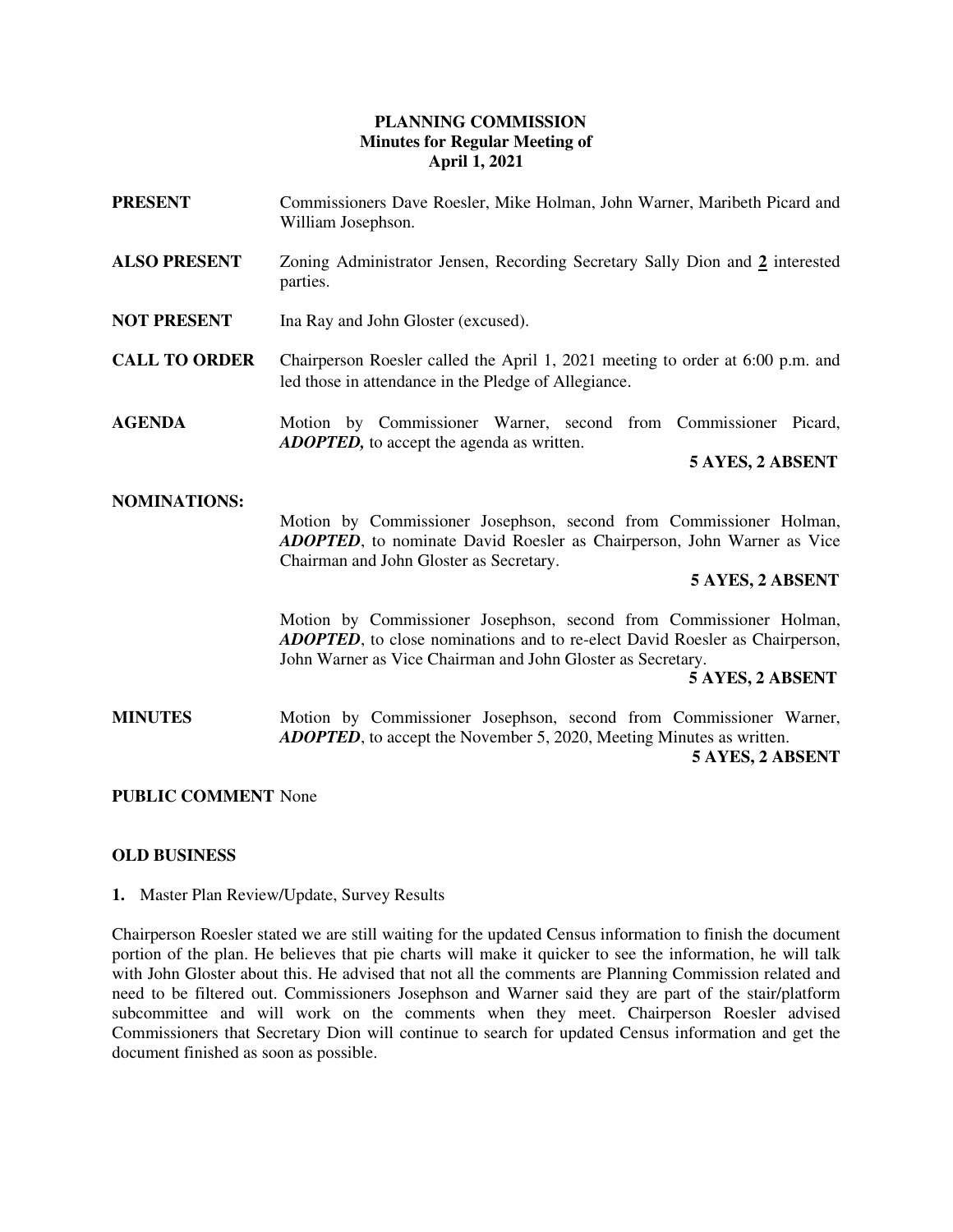**PLANNING COMMISSION**
**Minutes for Regular Meeting of**
**April 1, 2021**

**PRESENT** Commissioners Dave Roesler, Mike Holman, John Warner, Maribeth Picard and William Josephson.

**ALSO PRESENT** Zoning Administrator Jensen, Recording Secretary Sally Dion and **2** interested parties.

**NOT PRESENT** Ina Ray and John Gloster (excused).

**CALL TO ORDER** Chairperson Roesler called the April 1, 2021 meeting to order at 6:00 p.m. and led those in attendance in the Pledge of Allegiance.

**AGENDA** Motion by Commissioner Warner, second from Commissioner Picard, ***ADOPTED,*** to accept the agenda as written.

**5 AYES, 2 ABSENT**

**NOMINATIONS:**

Motion by Commissioner Josephson, second from Commissioner Holman, ***ADOPTED***, to nominate David Roesler as Chairperson, John Warner as Vice Chairman and John Gloster as Secretary.

**5 AYES, 2 ABSENT**

Motion by Commissioner Josephson, second from Commissioner Holman, ***ADOPTED***, to close nominations and to re-elect David Roesler as Chairperson, John Warner as Vice Chairman and John Gloster as Secretary.

**5 AYES, 2 ABSENT**

**MINUTES** Motion by Commissioner Josephson, second from Commissioner Warner, ***ADOPTED***, to accept the November 5, 2020, Meeting Minutes as written.

**5 AYES, 2 ABSENT**

**PUBLIC COMMENT** None

**OLD BUSINESS**

**1.** Master Plan Review/Update, Survey Results

Chairperson Roesler stated we are still waiting for the updated Census information to finish the document portion of the plan. He believes that pie charts will make it quicker to see the information, he will talk with John Gloster about this. He advised that not all the comments are Planning Commission related and need to be filtered out. Commissioners Josephson and Warner said they are part of the stair/platform subcommittee and will work on the comments when they meet. Chairperson Roesler advised Commissioners that Secretary Dion will continue to search for updated Census information and get the document finished as soon as possible.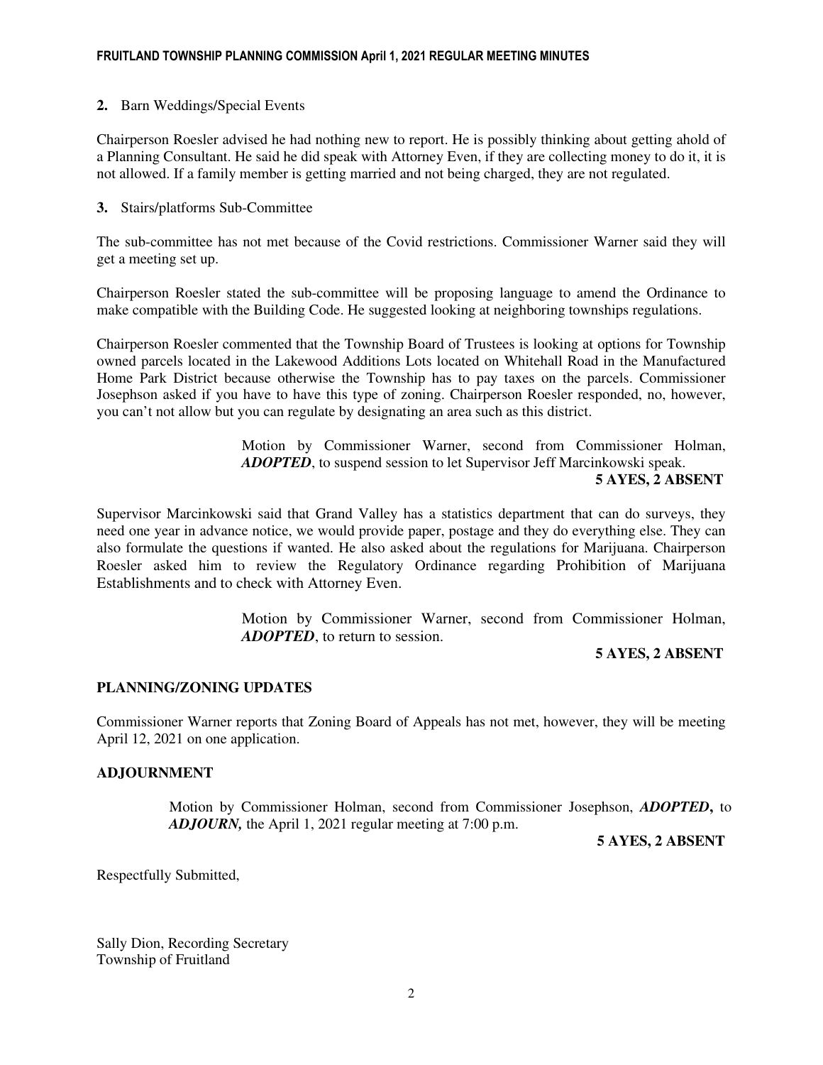**2.** Barn Weddings/Special Events

Chairperson Roesler advised he had nothing new to report. He is possibly thinking about getting ahold of a Planning Consultant. He said he did speak with Attorney Even, if they are collecting money to do it, it is not allowed. If a family member is getting married and not being charged, they are not regulated.

**3.** Stairs/platforms Sub-Committee

The sub-committee has not met because of the Covid restrictions. Commissioner Warner said they will get a meeting set up.

Chairperson Roesler stated the sub-committee will be proposing language to amend the Ordinance to make compatible with the Building Code. He suggested looking at neighboring townships regulations.

Chairperson Roesler commented that the Township Board of Trustees is looking at options for Township owned parcels located in the Lakewood Additions Lots located on Whitehall Road in the Manufactured Home Park District because otherwise the Township has to pay taxes on the parcels. Commissioner Josephson asked if you have to have this type of zoning. Chairperson Roesler responded, no, however, you can't not allow but you can regulate by designating an area such as this district.

> Motion by Commissioner Warner, second from Commissioner Holman, ***ADOPTED***, to suspend session to let Supervisor Jeff Marcinkowski speak.
> **5 AYES, 2 ABSENT**

Supervisor Marcinkowski said that Grand Valley has a statistics department that can do surveys, they need one year in advance notice, we would provide paper, postage and they do everything else. They can also formulate the questions if wanted. He also asked about the regulations for Marijuana. Chairperson Roesler asked him to review the Regulatory Ordinance regarding Prohibition of Marijuana Establishments and to check with Attorney Even.

> Motion by Commissioner Warner, second from Commissioner Holman, ***ADOPTED***, to return to session.
> **5 AYES, 2 ABSENT**

## PLANNING/ZONING UPDATES

Commissioner Warner reports that Zoning Board of Appeals has not met, however, they will be meeting April 12, 2021 on one application.

## ADJOURNMENT

> Motion by Commissioner Holman, second from Commissioner Josephson, ***ADOPTED*,** to ***ADJOURN,*** the April 1, 2021 regular meeting at 7:00 p.m.
> **5 AYES, 2 ABSENT**

Respectfully Submitted,

Sally Dion, Recording Secretary
Township of Fruitland